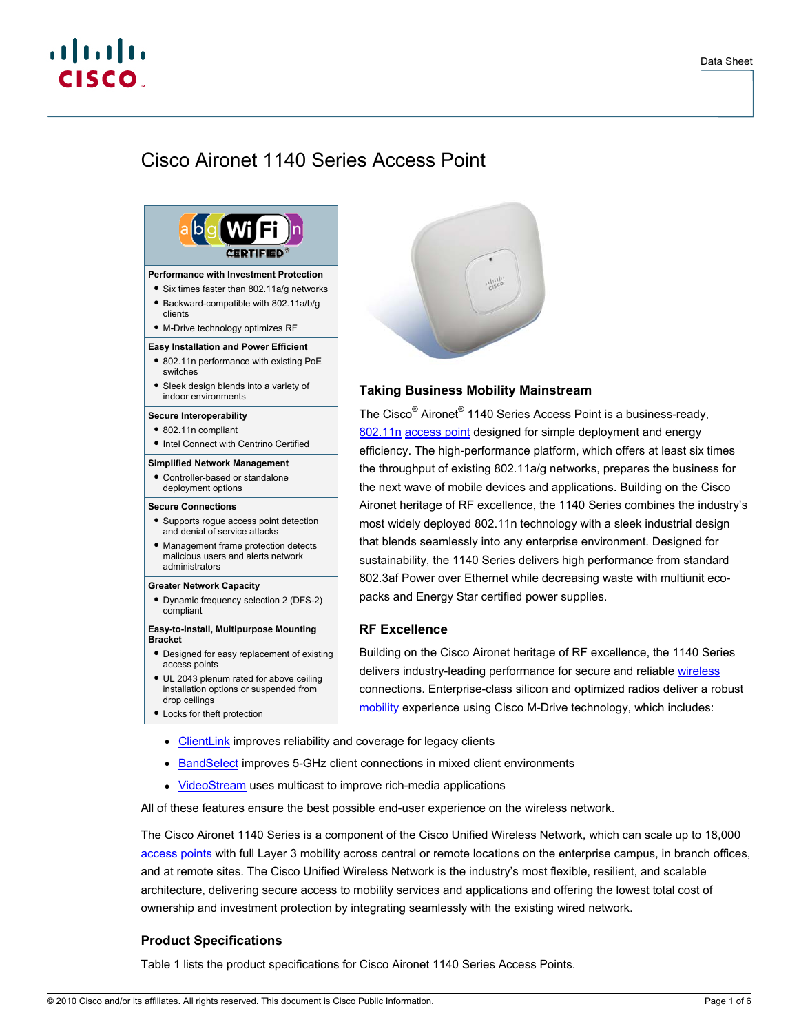# Cisco Aironet 1140 Series Access Point

**Performance with Investment Protection**

- Six times faster than 802.11a/g networks
- Backward-compatible with 802.11a/b/g clients
- M-Drive technology optimizes RF

**Easy Installation and Power Efficient**

- 802.11n performance with existing PoE switches
- Sleek design blends into a variety of indoor environments

**Secure Interoperability**

- 802.11n compliant
- Intel Connect with Centrino Certified

**Simplified Network Management**

- Controller-based or standalone deployment options

**Secure Connections**

- Supports rogue access point detection and denial of service attacks
- Management frame protection detects malicious users and alerts network administrators

**Greater Network Capacity**

- Dynamic frequency selection 2 (DFS-2) compliant

**Easy-to-Install, Multipurpose Mounting Bracket**

- Designed for easy replacement of existing access points
- UL 2043 plenum rated for above ceiling installation options or suspended from drop ceilings
- Locks for theft protection

## Taking Business Mobility Mainstream

The Cisco® Aironet® 1140 Series Access Point is a business-ready, 802.11n access point designed for simple deployment and energy efficiency. The high-performance platform, which offers at least six times the throughput of existing 802.11a/g networks, prepares the business for the next wave of mobile devices and applications. Building on the Cisco Aironet heritage of RF excellence, the 1140 Series combines the industry's most widely deployed 802.11n technology with a sleek industrial design that blends seamlessly into any enterprise environment. Designed for sustainability, the 1140 Series delivers high performance from standard 802.3af Power over Ethernet while decreasing waste with multiunit eco-packs and Energy Star certified power supplies.

## RF Excellence

Building on the Cisco Aironet heritage of RF excellence, the 1140 Series delivers industry-leading performance for secure and reliable wireless connections. Enterprise-class silicon and optimized radios deliver a robust mobility experience using Cisco M-Drive technology, which includes:

- ClientLink improves reliability and coverage for legacy clients
- BandSelect improves 5-GHz client connections in mixed client environments
- VideoStream uses multicast to improve rich-media applications

All of these features ensure the best possible end-user experience on the wireless network.

The Cisco Aironet 1140 Series is a component of the Cisco Unified Wireless Network, which can scale up to 18,000 access points with full Layer 3 mobility across central or remote locations on the enterprise campus, in branch offices, and at remote sites. The Cisco Unified Wireless Network is the industry's most flexible, resilient, and scalable architecture, delivering secure access to mobility services and applications and offering the lowest total cost of ownership and investment protection by integrating seamlessly with the existing wired network.

## Product Specifications

Table 1 lists the product specifications for Cisco Aironet 1140 Series Access Points.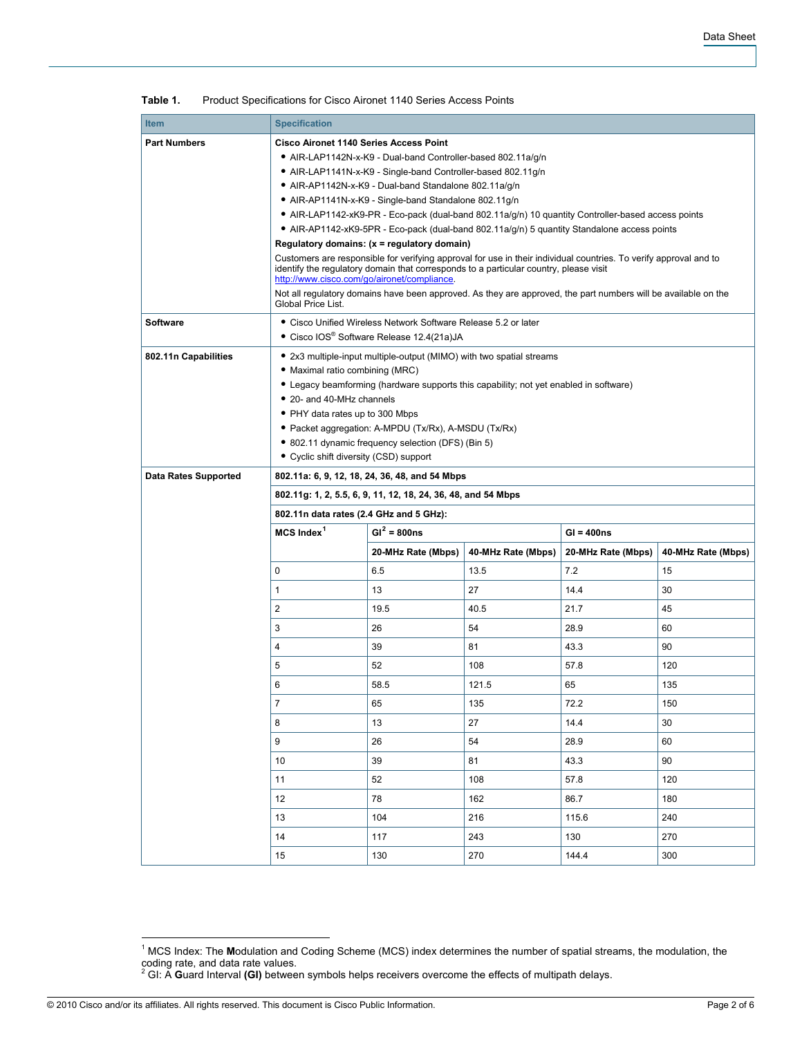**Table 1.** Product Specifications for Cisco Aironet 1140 Series Access Points

| Item | Specification | | | | |
|---|---|---|---|---|---|
| **Part Numbers** | **Cisco Aironet 1140 Series Access Point**<br>• AIR-LAP1142N-x-K9 - Dual-band Controller-based 802.11a/g/n<br>• AIR-LAP1141N-x-K9 - Single-band Controller-based 802.11g/n<br>• AIR-AP1142N-x-K9 - Dual-band Standalone 802.11a/g/n<br>• AIR-AP1141N-x-K9 - Single-band Standalone 802.11g/n<br>• AIR-LAP1142-xK9-PR - Eco-pack (dual-band 802.11a/g/n) 10 quantity Controller-based access points<br>• AIR-AP1142-xK9-5PR - Eco-pack (dual-band 802.11a/g/n) 5 quantity Standalone access points<br>**Regulatory domains: (x = regulatory domain)**<br>Customers are responsible for verifying approval for use in their individual countries. To verify approval and to identify the regulatory domain that corresponds to a particular country, please visit http://www.cisco.com/go/aironet/compliance.<br>Not all regulatory domains have been approved. As they are approved, the part numbers will be available on the Global Price List. | | | | |
| **Software** | • Cisco Unified Wireless Network Software Release 5.2 or later<br>• Cisco IOS® Software Release 12.4(21a)JA | | | | |
| **802.11n Capabilities** | • 2x3 multiple-input multiple-output (MIMO) with two spatial streams<br>• Maximal ratio combining (MRC)<br>• Legacy beamforming (hardware supports this capability; not yet enabled in software)<br>• 20- and 40-MHz channels<br>• PHY data rates up to 300 Mbps<br>• Packet aggregation: A-MPDU (Tx/Rx), A-MSDU (Tx/Rx)<br>• 802.11 dynamic frequency selection (DFS) (Bin 5)<br>• Cyclic shift diversity (CSD) support | | | | |
| **Data Rates Supported** | **802.11a: 6, 9, 12, 18, 24, 36, 48, and 54 Mbps** | | | | |
| | **802.11g: 1, 2, 5.5, 6, 9, 11, 12, 18, 24, 36, 48, and 54 Mbps** | | | | |
| | **802.11n data rates (2.4 GHz and 5 GHz):** | | | | |
| | **MCS Index**[1] | **GI**[2] **= 800ns** | | **GI = 400ns** | |
| | | **20-MHz Rate (Mbps)** | **40-MHz Rate (Mbps)** | **20-MHz Rate (Mbps)** | **40-MHz Rate (Mbps)** |
| | 0 | 6.5 | 13.5 | 7.2 | 15 |
| | 1 | 13 | 27 | 14.4 | 30 |
| | 2 | 19.5 | 40.5 | 21.7 | 45 |
| | 3 | 26 | 54 | 28.9 | 60 |
| | 4 | 39 | 81 | 43.3 | 90 |
| | 5 | 52 | 108 | 57.8 | 120 |
| | 6 | 58.5 | 121.5 | 65 | 135 |
| | 7 | 65 | 135 | 72.2 | 150 |
| | 8 | 13 | 27 | 14.4 | 30 |
| | 9 | 26 | 54 | 28.9 | 60 |
| | 10 | 39 | 81 | 43.3 | 90 |
| | 11 | 52 | 108 | 57.8 | 120 |
| | 12 | 78 | 162 | 86.7 | 180 |
| | 13 | 104 | 216 | 115.6 | 240 |
| | 14 | 117 | 243 | 130 | 270 |
| | 15 | 130 | 270 | 144.4 | 300 |

[1] MCS Index: The **M**odulation and Coding Scheme (MCS) index determines the number of spatial streams, the modulation, the coding rate, and data rate values.

[2] GI: A **G**uard Interval **(GI)** between symbols helps receivers overcome the effects of multipath delays.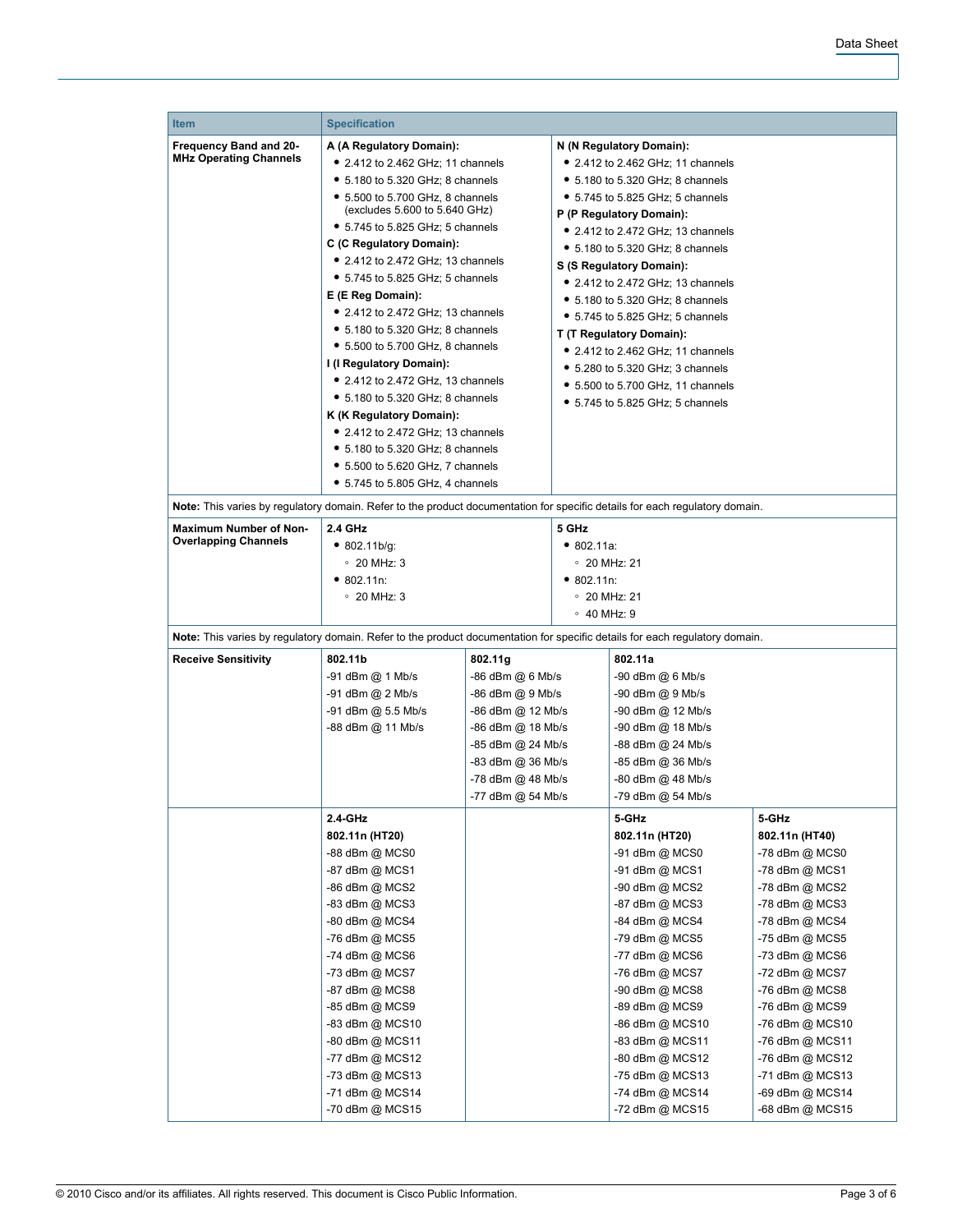| Item | Specification | | | |
|---|---|---|---|---|
| **Frequency Band and 20-MHz Operating Channels** | **A (A Regulatory Domain):**<br>• 2.412 to 2.462 GHz; 11 channels<br>• 5.180 to 5.320 GHz; 8 channels<br>• 5.500 to 5.700 GHz, 8 channels (excludes 5.600 to 5.640 GHz)<br>• 5.745 to 5.825 GHz; 5 channels<br>**C (C Regulatory Domain):**<br>• 2.412 to 2.472 GHz; 13 channels<br>• 5.745 to 5.825 GHz; 5 channels<br>**E (E Reg Domain):**<br>• 2.412 to 2.472 GHz; 13 channels<br>• 5.180 to 5.320 GHz; 8 channels<br>• 5.500 to 5.700 GHz, 8 channels<br>**I (I Regulatory Domain):**<br>• 2.412 to 2.472 GHz, 13 channels<br>• 5.180 to 5.320 GHz; 8 channels<br>**K (K Regulatory Domain):**<br>• 2.412 to 2.472 GHz; 13 channels<br>• 5.180 to 5.320 GHz; 8 channels<br>• 5.500 to 5.620 GHz, 7 channels<br>• 5.745 to 5.805 GHz, 4 channels | | **N (N Regulatory Domain):**<br>• 2.412 to 2.462 GHz; 11 channels<br>• 5.180 to 5.320 GHz; 8 channels<br>• 5.745 to 5.825 GHz; 5 channels<br>**P (P Regulatory Domain):**<br>• 2.412 to 2.472 GHz; 13 channels<br>• 5.180 to 5.320 GHz; 8 channels<br>**S (S Regulatory Domain):**<br>• 2.412 to 2.472 GHz; 13 channels<br>• 5.180 to 5.320 GHz; 8 channels<br>• 5.745 to 5.825 GHz; 5 channels<br>**T (T Regulatory Domain):**<br>• 2.412 to 2.462 GHz; 11 channels<br>• 5.280 to 5.320 GHz; 3 channels<br>• 5.500 to 5.700 GHz, 11 channels<br>• 5.745 to 5.825 GHz; 5 channels | |
| **Note:** This varies by regulatory domain. Refer to the product documentation for specific details for each regulatory domain. | | | | |
| **Maximum Number of Non-Overlapping Channels** | **2.4 GHz**<br>• 802.11b/g:<br>◦ 20 MHz: 3<br>• 802.11n:<br>◦ 20 MHz: 3 | | **5 GHz**<br>• 802.11a:<br>◦ 20 MHz: 21<br>• 802.11n:<br>◦ 20 MHz: 21<br>◦ 40 MHz: 9 | |
| **Note:** This varies by regulatory domain. Refer to the product documentation for specific details for each regulatory domain. | | | | |
| **Receive Sensitivity** | **802.11b**<br>-91 dBm @ 1 Mb/s<br>-91 dBm @ 2 Mb/s<br>-91 dBm @ 5.5 Mb/s<br>-88 dBm @ 11 Mb/s | **802.11g**<br>-86 dBm @ 6 Mb/s<br>-86 dBm @ 9 Mb/s<br>-86 dBm @ 12 Mb/s<br>-86 dBm @ 18 Mb/s<br>-85 dBm @ 24 Mb/s<br>-83 dBm @ 36 Mb/s<br>-78 dBm @ 48 Mb/s<br>-77 dBm @ 54 Mb/s | **802.11a**<br>-90 dBm @ 6 Mb/s<br>-90 dBm @ 9 Mb/s<br>-90 dBm @ 12 Mb/s<br>-90 dBm @ 18 Mb/s<br>-88 dBm @ 24 Mb/s<br>-85 dBm @ 36 Mb/s<br>-80 dBm @ 48 Mb/s<br>-79 dBm @ 54 Mb/s | |
| | **2.4-GHz**<br>**802.11n (HT20)**<br>-88 dBm @ MCS0<br>-87 dBm @ MCS1<br>-86 dBm @ MCS2<br>-83 dBm @ MCS3<br>-80 dBm @ MCS4<br>-76 dBm @ MCS5<br>-74 dBm @ MCS6<br>-73 dBm @ MCS7<br>-87 dBm @ MCS8<br>-85 dBm @ MCS9<br>-83 dBm @ MCS10<br>-80 dBm @ MCS11<br>-77 dBm @ MCS12<br>-73 dBm @ MCS13<br>-71 dBm @ MCS14<br>-70 dBm @ MCS15 | | **5-GHz**<br>**802.11n (HT20)**<br>-91 dBm @ MCS0<br>-91 dBm @ MCS1<br>-90 dBm @ MCS2<br>-87 dBm @ MCS3<br>-84 dBm @ MCS4<br>-79 dBm @ MCS5<br>-77 dBm @ MCS6<br>-76 dBm @ MCS7<br>-90 dBm @ MCS8<br>-89 dBm @ MCS9<br>-86 dBm @ MCS10<br>-83 dBm @ MCS11<br>-80 dBm @ MCS12<br>-75 dBm @ MCS13<br>-74 dBm @ MCS14<br>-72 dBm @ MCS15 | **5-GHz**<br>**802.11n (HT40)**<br>-78 dBm @ MCS0<br>-78 dBm @ MCS1<br>-78 dBm @ MCS2<br>-78 dBm @ MCS3<br>-78 dBm @ MCS4<br>-75 dBm @ MCS5<br>-73 dBm @ MCS6<br>-72 dBm @ MCS7<br>-76 dBm @ MCS8<br>-76 dBm @ MCS9<br>-76 dBm @ MCS10<br>-76 dBm @ MCS11<br>-76 dBm @ MCS12<br>-71 dBm @ MCS13<br>-69 dBm @ MCS14<br>-68 dBm @ MCS15 |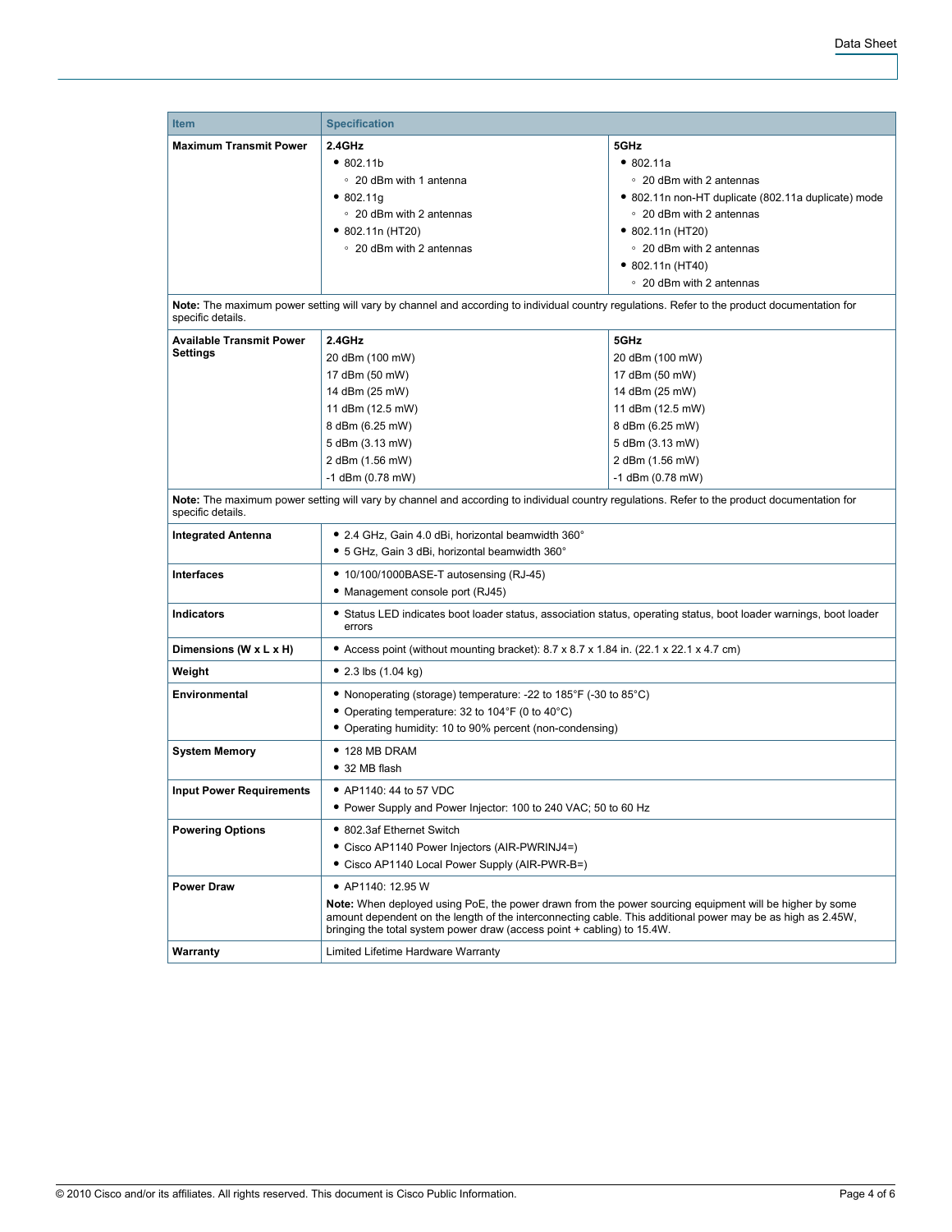| Item | Specification | |
|---|---|---|
| **Maximum Transmit Power** | **2.4GHz**<br>• 802.11b<br>◦ 20 dBm with 1 antenna<br>• 802.11g<br>◦ 20 dBm with 2 antennas<br>• 802.11n (HT20)<br>◦ 20 dBm with 2 antennas | **5GHz**<br>• 802.11a<br>◦ 20 dBm with 2 antennas<br>• 802.11n non-HT duplicate (802.11a duplicate) mode<br>◦ 20 dBm with 2 antennas<br>• 802.11n (HT20)<br>◦ 20 dBm with 2 antennas<br>• 802.11n (HT40)<br>◦ 20 dBm with 2 antennas |
| **Note:** The maximum power setting will vary by channel and according to individual country regulations. Refer to the product documentation for specific details. | | |
| **Available Transmit Power Settings** | **2.4GHz**<br>20 dBm (100 mW)<br>17 dBm (50 mW)<br>14 dBm (25 mW)<br>11 dBm (12.5 mW)<br>8 dBm (6.25 mW)<br>5 dBm (3.13 mW)<br>2 dBm (1.56 mW)<br>-1 dBm (0.78 mW) | **5GHz**<br>20 dBm (100 mW)<br>17 dBm (50 mW)<br>14 dBm (25 mW)<br>11 dBm (12.5 mW)<br>8 dBm (6.25 mW)<br>5 dBm (3.13 mW)<br>2 dBm (1.56 mW)<br>-1 dBm (0.78 mW) |
| **Note:** The maximum power setting will vary by channel and according to individual country regulations. Refer to the product documentation for specific details. | | |
| **Integrated Antenna** | • 2.4 GHz, Gain 4.0 dBi, horizontal beamwidth 360°<br>• 5 GHz, Gain 3 dBi, horizontal beamwidth 360° | |
| **Interfaces** | • 10/100/1000BASE-T autosensing (RJ-45)<br>• Management console port (RJ45) | |
| **Indicators** | • Status LED indicates boot loader status, association status, operating status, boot loader warnings, boot loader errors | |
| **Dimensions (W x L x H)** | • Access point (without mounting bracket): 8.7 x 8.7 x 1.84 in. (22.1 x 22.1 x 4.7 cm) | |
| **Weight** | • 2.3 lbs (1.04 kg) | |
| **Environmental** | • Nonoperating (storage) temperature: -22 to 185°F (-30 to 85°C)<br>• Operating temperature: 32 to 104°F (0 to 40°C)<br>• Operating humidity: 10 to 90% percent (non-condensing) | |
| **System Memory** | • 128 MB DRAM<br>• 32 MB flash | |
| **Input Power Requirements** | • AP1140: 44 to 57 VDC<br>• Power Supply and Power Injector: 100 to 240 VAC; 50 to 60 Hz | |
| **Powering Options** | • 802.3af Ethernet Switch<br>• Cisco AP1140 Power Injectors (AIR-PWRINJ4=)<br>• Cisco AP1140 Local Power Supply (AIR-PWR-B=) | |
| **Power Draw** | • AP1140: 12.95 W<br>**Note:** When deployed using PoE, the power drawn from the power sourcing equipment will be higher by some amount dependent on the length of the interconnecting cable. This additional power may be as high as 2.45W, bringing the total system power draw (access point + cabling) to 15.4W. | |
| **Warranty** | Limited Lifetime Hardware Warranty | |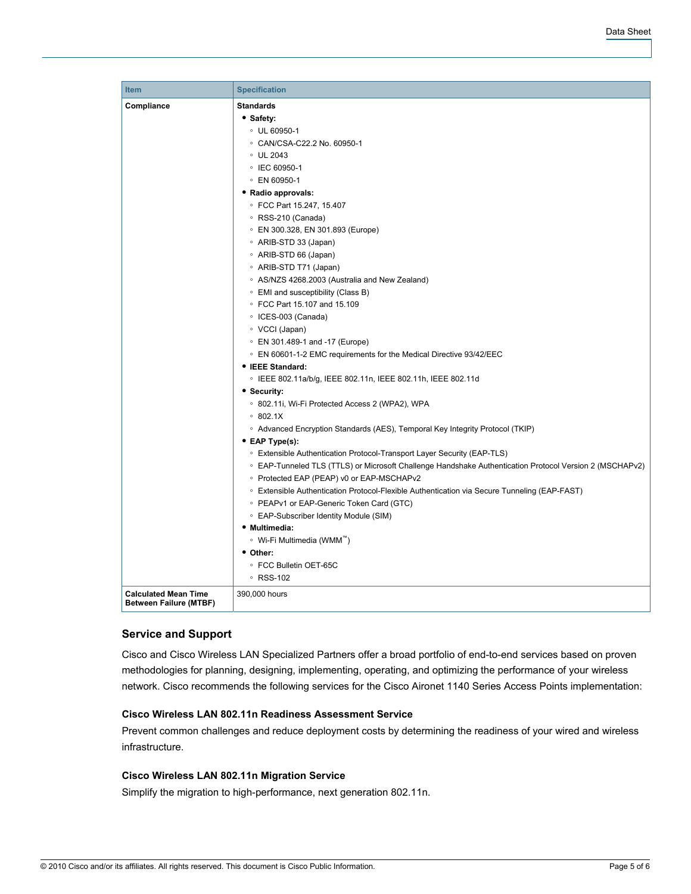| Item | Specification |
|---|---|
| **Compliance** | **Standards**<br>• **Safety:**<br>◦ UL 60950-1<br>◦ CAN/CSA-C22.2 No. 60950-1<br>◦ UL 2043<br>◦ IEC 60950-1<br>◦ EN 60950-1<br>• **Radio approvals:**<br>◦ FCC Part 15.247, 15.407<br>◦ RSS-210 (Canada)<br>◦ EN 300.328, EN 301.893 (Europe)<br>◦ ARIB-STD 33 (Japan)<br>◦ ARIB-STD 66 (Japan)<br>◦ ARIB-STD T71 (Japan)<br>◦ AS/NZS 4268.2003 (Australia and New Zealand)<br>◦ EMI and susceptibility (Class B)<br>◦ FCC Part 15.107 and 15.109<br>◦ ICES-003 (Canada)<br>◦ VCCI (Japan)<br>◦ EN 301.489-1 and -17 (Europe)<br>◦ EN 60601-1-2 EMC requirements for the Medical Directive 93/42/EEC<br>• **IEEE Standard:**<br>◦ IEEE 802.11a/b/g, IEEE 802.11n, IEEE 802.11h, IEEE 802.11d<br>• **Security:**<br>◦ 802.11i, Wi-Fi Protected Access 2 (WPA2), WPA<br>◦ 802.1X<br>◦ Advanced Encryption Standards (AES), Temporal Key Integrity Protocol (TKIP)<br>• **EAP Type(s):**<br>◦ Extensible Authentication Protocol-Transport Layer Security (EAP-TLS)<br>◦ EAP-Tunneled TLS (TTLS) or Microsoft Challenge Handshake Authentication Protocol Version 2 (MSCHAPv2)<br>◦ Protected EAP (PEAP) v0 or EAP-MSCHAPv2<br>◦ Extensible Authentication Protocol-Flexible Authentication via Secure Tunneling (EAP-FAST)<br>◦ PEAPv1 or EAP-Generic Token Card (GTC)<br>◦ EAP-Subscriber Identity Module (SIM)<br>• **Multimedia:**<br>◦ Wi-Fi Multimedia (WMM™)<br>• **Other:**<br>◦ FCC Bulletin OET-65C<br>◦ RSS-102 |
| **Calculated Mean Time Between Failure (MTBF)** | 390,000 hours |

## Service and Support

Cisco and Cisco Wireless LAN Specialized Partners offer a broad portfolio of end-to-end services based on proven methodologies for planning, designing, implementing, operating, and optimizing the performance of your wireless network. Cisco recommends the following services for the Cisco Aironet 1140 Series Access Points implementation:

### Cisco Wireless LAN 802.11n Readiness Assessment Service

Prevent common challenges and reduce deployment costs by determining the readiness of your wired and wireless infrastructure.

### Cisco Wireless LAN 802.11n Migration Service

Simplify the migration to high-performance, next generation 802.11n.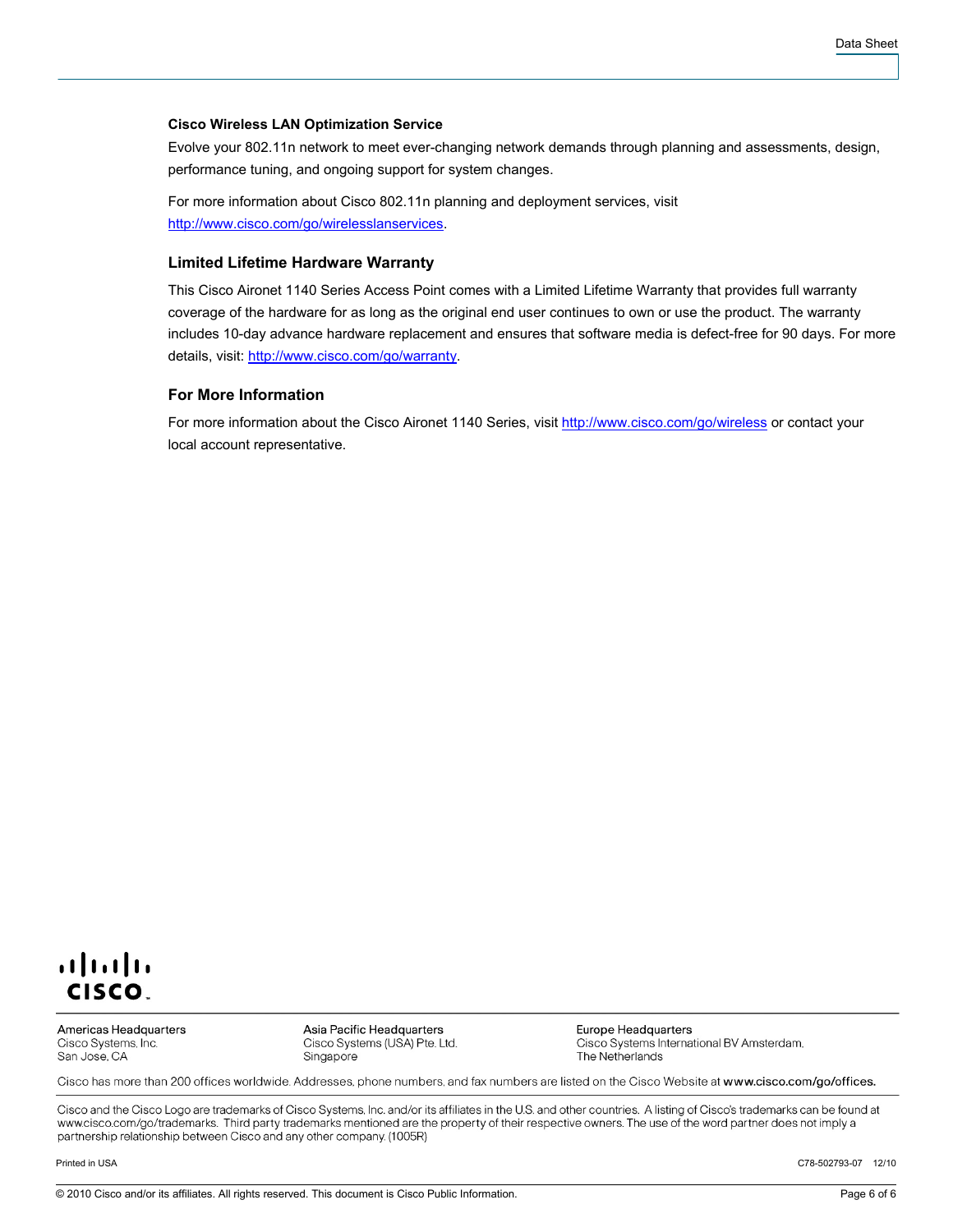### Cisco Wireless LAN Optimization Service

Evolve your 802.11n network to meet ever-changing network demands through planning and assessments, design, performance tuning, and ongoing support for system changes.

For more information about Cisco 802.11n planning and deployment services, visit http://www.cisco.com/go/wirelesslanservices.

## Limited Lifetime Hardware Warranty

This Cisco Aironet 1140 Series Access Point comes with a Limited Lifetime Warranty that provides full warranty coverage of the hardware for as long as the original end user continues to own or use the product. The warranty includes 10-day advance hardware replacement and ensures that software media is defect-free for 90 days. For more details, visit: http://www.cisco.com/go/warranty.

## For More Information

For more information about the Cisco Aironet 1140 Series, visit http://www.cisco.com/go/wireless or contact your local account representative.

Americas Headquarters
Cisco Systems, Inc.
San Jose, CA

Asia Pacific Headquarters
Cisco Systems (USA) Pte. Ltd.
Singapore

Europe Headquarters
Cisco Systems International BV Amsterdam,
The Netherlands

Cisco has more than 200 offices worldwide. Addresses, phone numbers, and fax numbers are listed on the Cisco Website at **www.cisco.com/go/offices.**

Cisco and the Cisco Logo are trademarks of Cisco Systems, Inc. and/or its affiliates in the U.S. and other countries. A listing of Cisco's trademarks can be found at www.cisco.com/go/trademarks. Third party trademarks mentioned are the property of their respective owners. The use of the word partner does not imply a partnership relationship between Cisco and any other company. (1005R)

Printed in USA

C78-502793-07 12/10